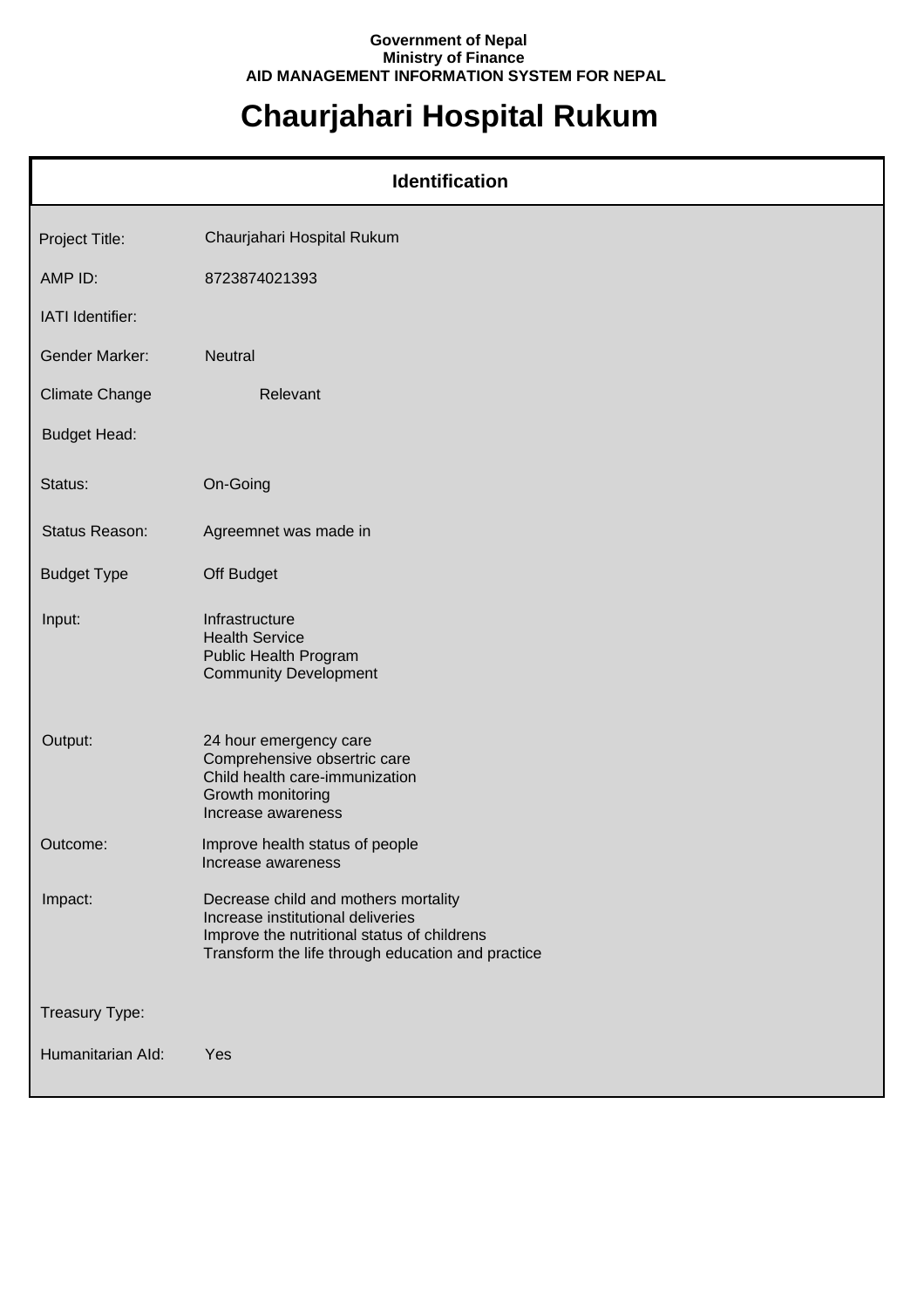**Government of Nepal**
**Ministry of Finance**
**AID MANAGEMENT INFORMATION SYSTEM FOR NEPAL**

# Chaurjahari Hospital Rukum

## Identification

| | |
|---|---|
| Project Title: | Chaurjahari Hospital Rukum |
| AMP ID: | 8723874021393 |
| IATI Identifier: | |
| Gender Marker: | Neutral |
| Climate Change | Relevant |
| Budget Head: | |
| Status: | On-Going |
| Status Reason: | Agreemnet was made in |
| Budget Type | Off Budget |
| Input: | Infrastructure<br>Health Service<br>Public Health Program<br>Community Development |
| Output: | 24 hour emergency care<br>Comprehensive obsertric care<br>Child health care-immunization<br>Growth monitoring<br>Increase awareness |
| Outcome: | Improve health status of people<br>Increase awareness |
| Impact: | Decrease child and mothers mortality<br>Increase institutional deliveries<br>Improve the nutritional status of childrens<br>Transform the life through education and practice |
| Treasury Type: | |
| Humanitarian AId: | Yes |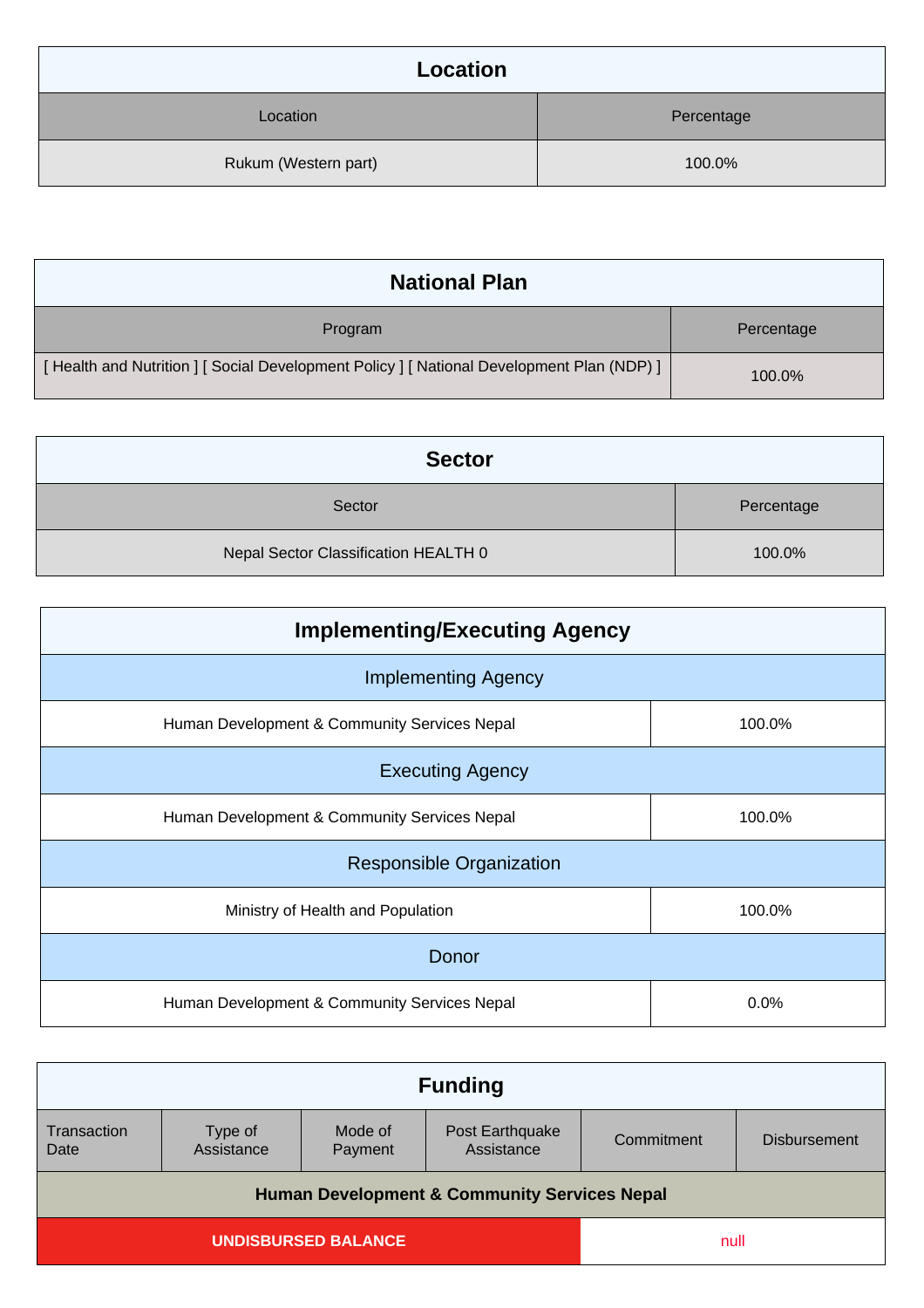## Location

| Location | Percentage |
|---|---|
| Rukum (Western part) | 100.0% |

## National Plan

| Program | Percentage |
|---|---|
| [ Health and Nutrition ] [ Social Development Policy ] [ National Development Plan (NDP) ] | 100.0% |

## Sector

| Sector | Percentage |
|---|---|
| Nepal Sector Classification HEALTH 0 | 100.0% |

## Implementing/Executing Agency

| Implementing Agency | |
|---|---|
| Human Development & Community Services Nepal | 100.0% |
| **Executing Agency** | |
| Human Development & Community Services Nepal | 100.0% |
| **Responsible Organization** | |
| Ministry of Health and Population | 100.0% |
| **Donor** | |
| Human Development & Community Services Nepal | 0.0% |

## Funding

| Transaction Date | Type of Assistance | Mode of Payment | Post Earthquake Assistance | Commitment | Disbursement |
|---|---|---|---|---|---|
| **Human Development & Community Services Nepal** | | | | | |
| **UNDISBURSED BALANCE** | | | | null | |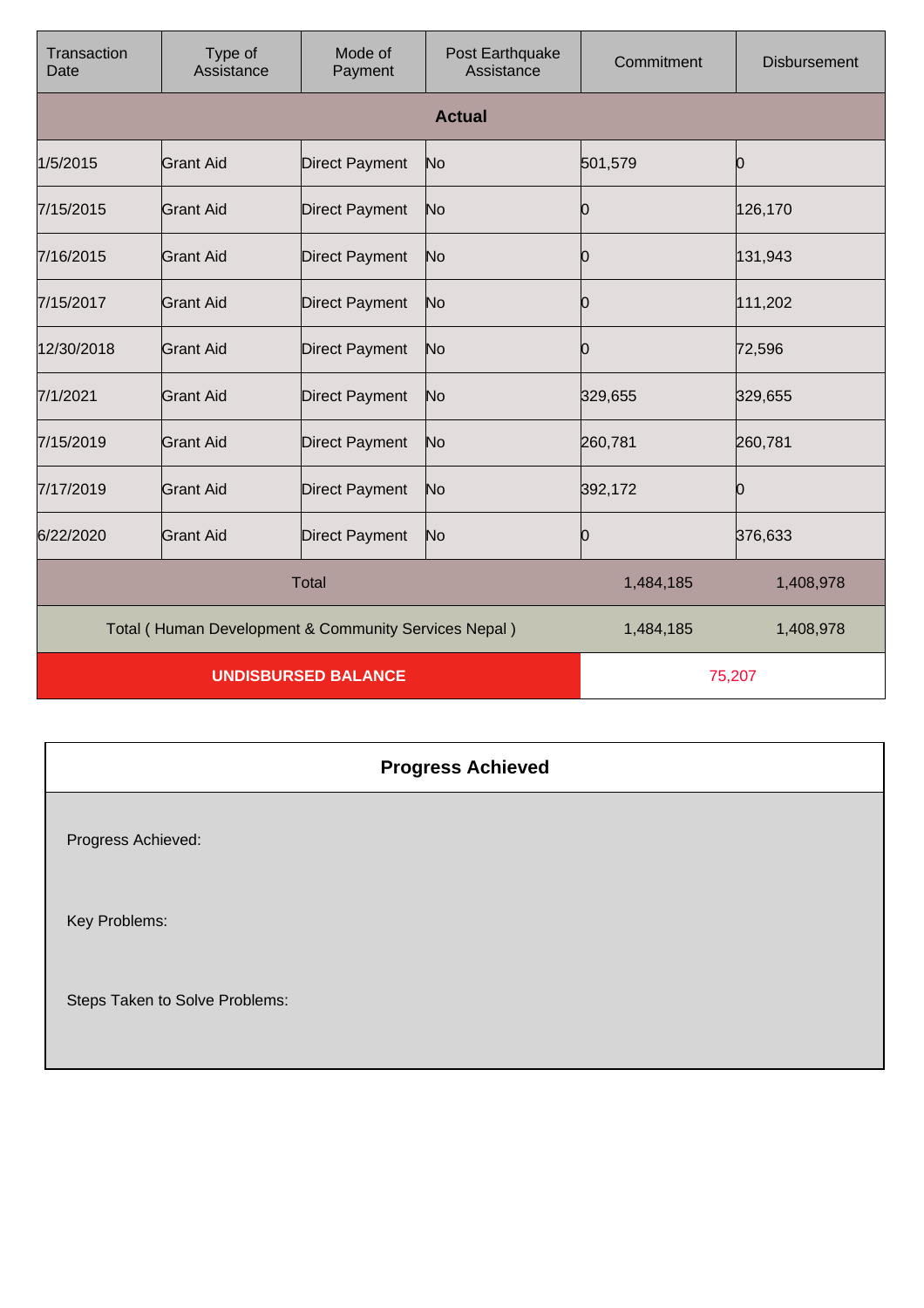| Transaction Date | Type of Assistance | Mode of Payment | Post Earthquake Assistance | Commitment | Disbursement |
|---|---|---|---|---|---|
| **Actual** | | | | | |
| 1/5/2015 | Grant Aid | Direct Payment | No | 501,579 | 0 |
| 7/15/2015 | Grant Aid | Direct Payment | No | 0 | 126,170 |
| 7/16/2015 | Grant Aid | Direct Payment | No | 0 | 131,943 |
| 7/15/2017 | Grant Aid | Direct Payment | No | 0 | 111,202 |
| 12/30/2018 | Grant Aid | Direct Payment | No | 0 | 72,596 |
| 7/1/2021 | Grant Aid | Direct Payment | No | 329,655 | 329,655 |
| 7/15/2019 | Grant Aid | Direct Payment | No | 260,781 | 260,781 |
| 7/17/2019 | Grant Aid | Direct Payment | No | 392,172 | 0 |
| 6/22/2020 | Grant Aid | Direct Payment | No | 0 | 376,633 |
| Total | | | | 1,484,185 | 1,408,978 |
| Total ( Human Development & Community Services Nepal ) | | | | 1,484,185 | 1,408,978 |
| **UNDISBURSED BALANCE** | | | | 75,207 | |

| **Progress Achieved** |
|---|
| Progress Achieved: |
| Key Problems: |
| Steps Taken to Solve Problems: |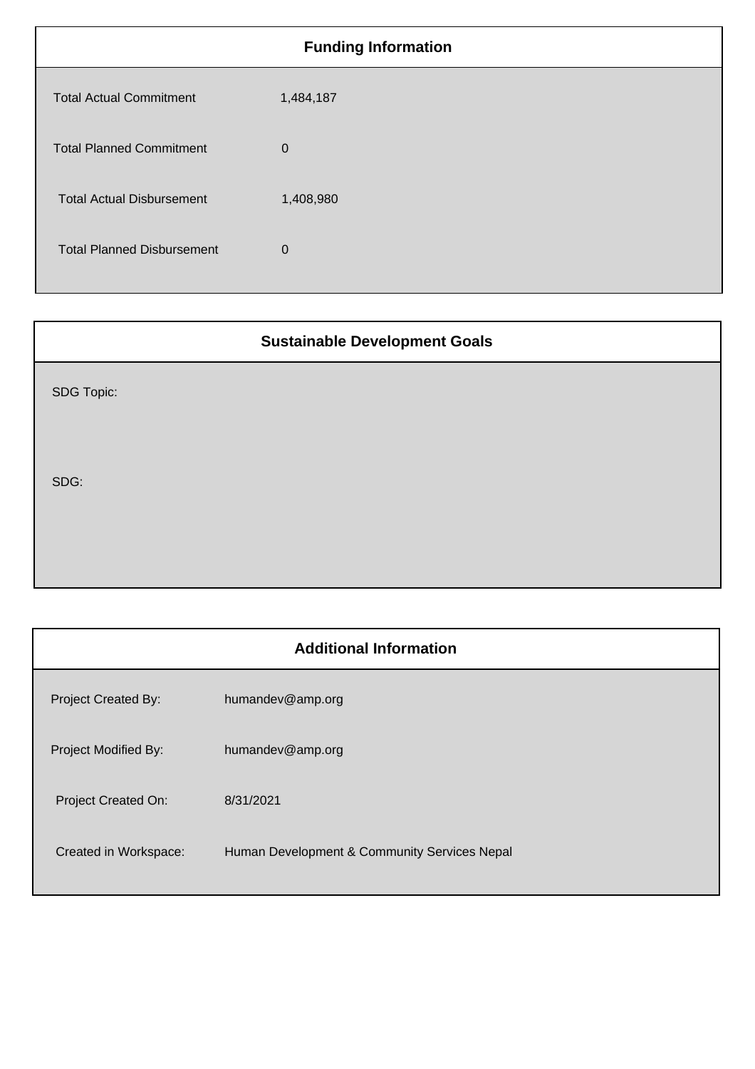## Funding Information

| | |
|---|---|
| Total Actual Commitment | 1,484,187 |
| Total Planned Commitment | 0 |
| Total Actual Disbursement | 1,408,980 |
| Total Planned Disbursement | 0 |

## Sustainable Development Goals

SDG Topic:

SDG:

## Additional Information

| | |
|---|---|
| Project Created By: | humandev@amp.org |
| Project Modified By: | humandev@amp.org |
| Project Created On: | 8/31/2021 |
| Created in Workspace: | Human Development & Community Services Nepal |